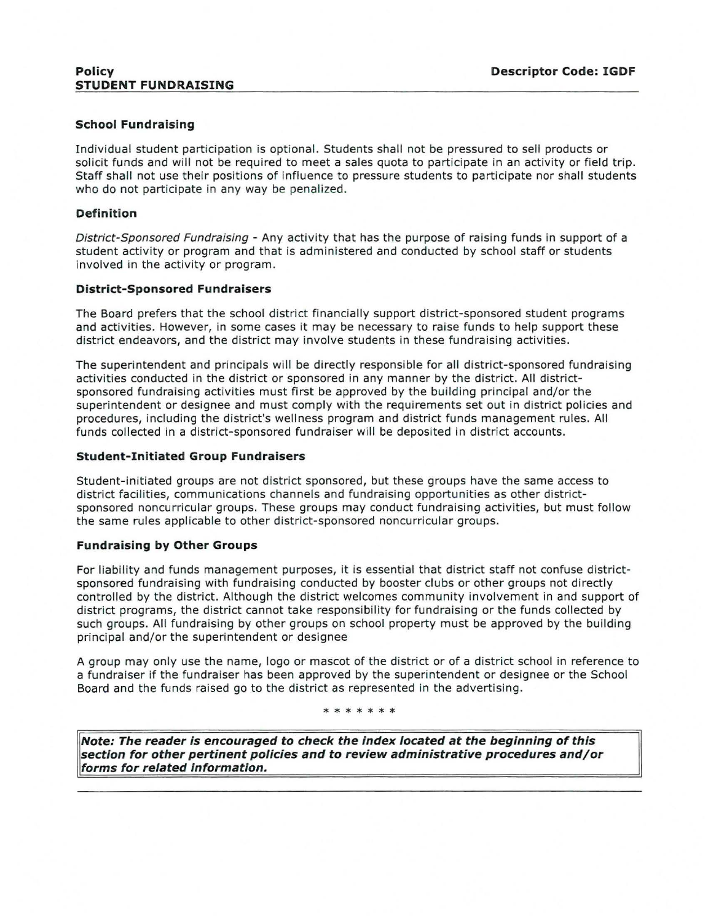**Policy** **Descriptor Code: IGDF**

# STUDENT FUNDRAISING

## School Fundraising

Individual student participation is optional. Students shall not be pressured to sell products or solicit funds and will not be required to meet a sales quota to participate in an activity or field trip. Staff shall not use their positions of influence to pressure students to participate nor shall students who do not participate in any way be penalized.

## Definition

*District-Sponsored Fundraising* - Any activity that has the purpose of raising funds in support of a student activity or program and that is administered and conducted by school staff or students involved in the activity or program.

## District-Sponsored Fundraisers

The Board prefers that the school district financially support district-sponsored student programs and activities. However, in some cases it may be necessary to raise funds to help support these district endeavors, and the district may involve students in these fundraising activities.

The superintendent and principals will be directly responsible for all district-sponsored fundraising activities conducted in the district or sponsored in any manner by the district. All district-sponsored fundraising activities must first be approved by the building principal and/or the superintendent or designee and must comply with the requirements set out in district policies and procedures, including the district's wellness program and district funds management rules. All funds collected in a district-sponsored fundraiser will be deposited in district accounts.

## Student-Initiated Group Fundraisers

Student-initiated groups are not district sponsored, but these groups have the same access to district facilities, communications channels and fundraising opportunities as other district-sponsored noncurricular groups. These groups may conduct fundraising activities, but must follow the same rules applicable to other district-sponsored noncurricular groups.

## Fundraising by Other Groups

For liability and funds management purposes, it is essential that district staff not confuse district-sponsored fundraising with fundraising conducted by booster clubs or other groups not directly controlled by the district. Although the district welcomes community involvement in and support of district programs, the district cannot take responsibility for fundraising or the funds collected by such groups. All fundraising by other groups on school property must be approved by the building principal and/or the superintendent or designee

A group may only use the name, logo or mascot of the district or of a district school in reference to a fundraiser if the fundraiser has been approved by the superintendent or designee or the School Board and the funds raised go to the district as represented in the advertising.

\* \* \* \* \* \* \*

***Note: The reader is encouraged to check the index located at the beginning of this section for other pertinent policies and to review administrative procedures and/or forms for related information.***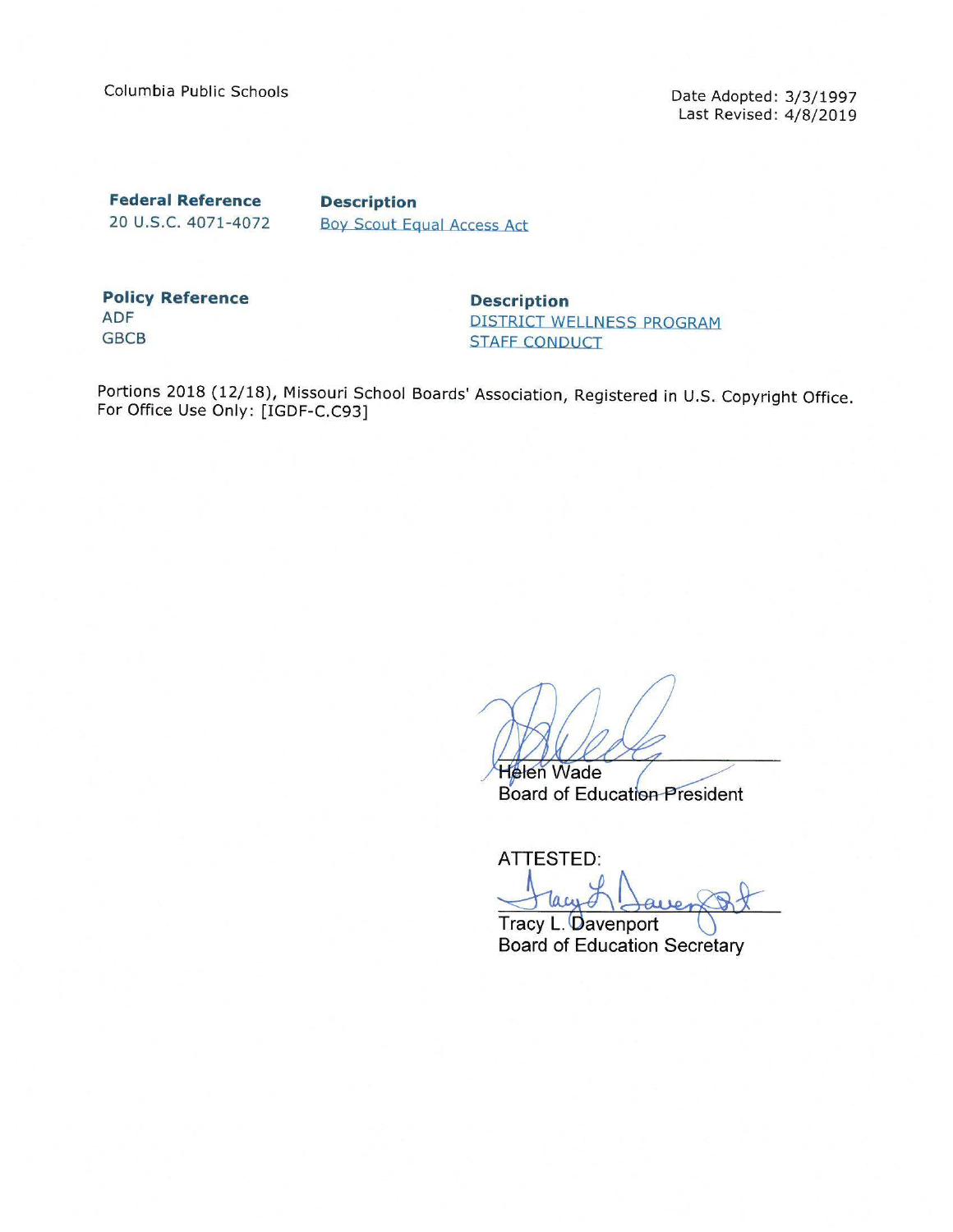Columbia Public Schools

Date Adopted: 3/3/1997
Last Revised: 4/8/2019

| Federal Reference | Description |
| --- | --- |
| 20 U.S.C. 4071-4072 | Boy Scout Equal Access Act |

| Policy Reference | Description |
| --- | --- |
| ADF | DISTRICT WELLNESS PROGRAM |
| GBCB | STAFF CONDUCT |

Portions 2018 (12/18), Missouri School Boards' Association, Registered in U.S. Copyright Office.
For Office Use Only: [IGDF-C.C93]

Helen Wade
Board of Education President

ATTESTED:

Tracy L. Davenport
Board of Education Secretary